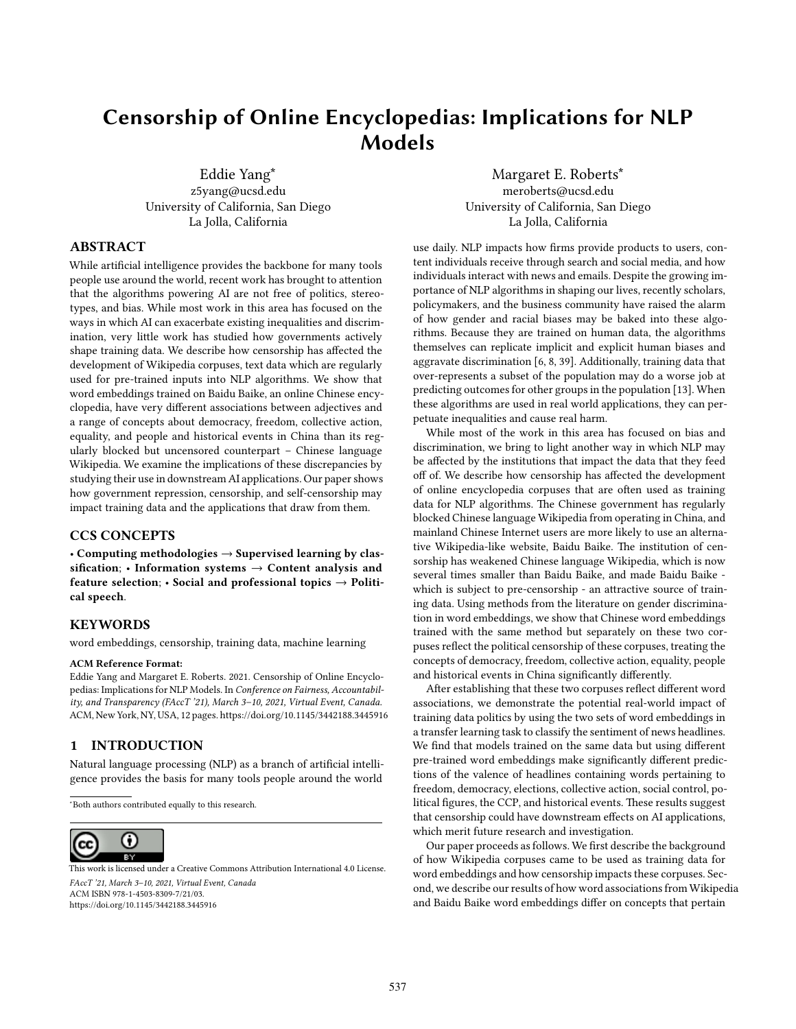# Censorship of Online Encyclopedias: Implications for NLP Models

Eddie Yang*
z5yang@ucsd.edu
University of California, San Diego
La Jolla, California

Margaret E. Roberts*
meroberts@ucsd.edu
University of California, San Diego
La Jolla, California

## ABSTRACT

While artificial intelligence provides the backbone for many tools people use around the world, recent work has brought to attention that the algorithms powering AI are not free of politics, stereotypes, and bias. While most work in this area has focused on the ways in which AI can exacerbate existing inequalities and discrimination, very little work has studied how governments actively shape training data. We describe how censorship has affected the development of Wikipedia corpuses, text data which are regularly used for pre-trained inputs into NLP algorithms. We show that word embeddings trained on Baidu Baike, an online Chinese encyclopedia, have very different associations between adjectives and a range of concepts about democracy, freedom, collective action, equality, and people and historical events in China than its regularly blocked but uncensored counterpart – Chinese language Wikipedia. We examine the implications of these discrepancies by studying their use in downstream AI applications. Our paper shows how government repression, censorship, and self-censorship may impact training data and the applications that draw from them.

## CCS CONCEPTS

• **Computing methodologies → Supervised learning by classification**; • **Information systems → Content analysis and feature selection**; • **Social and professional topics → Political speech**.

## KEYWORDS

word embeddings, censorship, training data, machine learning

**ACM Reference Format:**
Eddie Yang and Margaret E. Roberts. 2021. Censorship of Online Encyclopedias: Implications for NLP Models. In *Conference on Fairness, Accountability, and Transparency (FAccT '21), March 3–10, 2021, Virtual Event, Canada.* ACM, New York, NY, USA, 12 pages. https://doi.org/10.1145/3442188.3445916

## 1 INTRODUCTION

Natural language processing (NLP) as a branch of artificial intelligence provides the basis for many tools people around the world use daily. NLP impacts how firms provide products to users, content individuals receive through search and social media, and how individuals interact with news and emails. Despite the growing importance of NLP algorithms in shaping our lives, recently scholars, policymakers, and the business community have raised the alarm of how gender and racial biases may be baked into these algorithms. Because they are trained on human data, the algorithms themselves can replicate implicit and explicit human biases and aggravate discrimination [6, 8, 39]. Additionally, training data that over-represents a subset of the population may do a worse job at predicting outcomes for other groups in the population [13]. When these algorithms are used in real world applications, they can perpetuate inequalities and cause real harm.

While most of the work in this area has focused on bias and discrimination, we bring to light another way in which NLP may be affected by the institutions that impact the data that they feed off of. We describe how censorship has affected the development of online encyclopedia corpuses that are often used as training data for NLP algorithms. The Chinese government has regularly blocked Chinese language Wikipedia from operating in China, and mainland Chinese Internet users are more likely to use an alternative Wikipedia-like website, Baidu Baike. The institution of censorship has weakened Chinese language Wikipedia, which is now several times smaller than Baidu Baike, and made Baidu Baike - which is subject to pre-censorship - an attractive source of training data. Using methods from the literature on gender discrimination in word embeddings, we show that Chinese word embeddings trained with the same method but separately on these two corpuses reflect the political censorship of these corpuses, treating the concepts of democracy, freedom, collective action, equality, people and historical events in China significantly differently.

After establishing that these two corpuses reflect different word associations, we demonstrate the potential real-world impact of training data politics by using the two sets of word embeddings in a transfer learning task to classify the sentiment of news headlines. We find that models trained on the same data but using different pre-trained word embeddings make significantly different predictions of the valence of headlines containing words pertaining to freedom, democracy, elections, collective action, social control, political figures, the CCP, and historical events. These results suggest that censorship could have downstream effects on AI applications, which merit future research and investigation.

Our paper proceeds as follows. We first describe the background of how Wikipedia corpuses came to be used as training data for word embeddings and how censorship impacts these corpuses. Second, we describe our results of how word associations from Wikipedia and Baidu Baike word embeddings differ on concepts that pertain

*Both authors contributed equally to this research.

This work is licensed under a Creative Commons Attribution International 4.0 License.

*FAccT '21, March 3–10, 2021, Virtual Event, Canada*
ACM ISBN 978-1-4503-8309-7/21/03.
https://doi.org/10.1145/3442188.3445916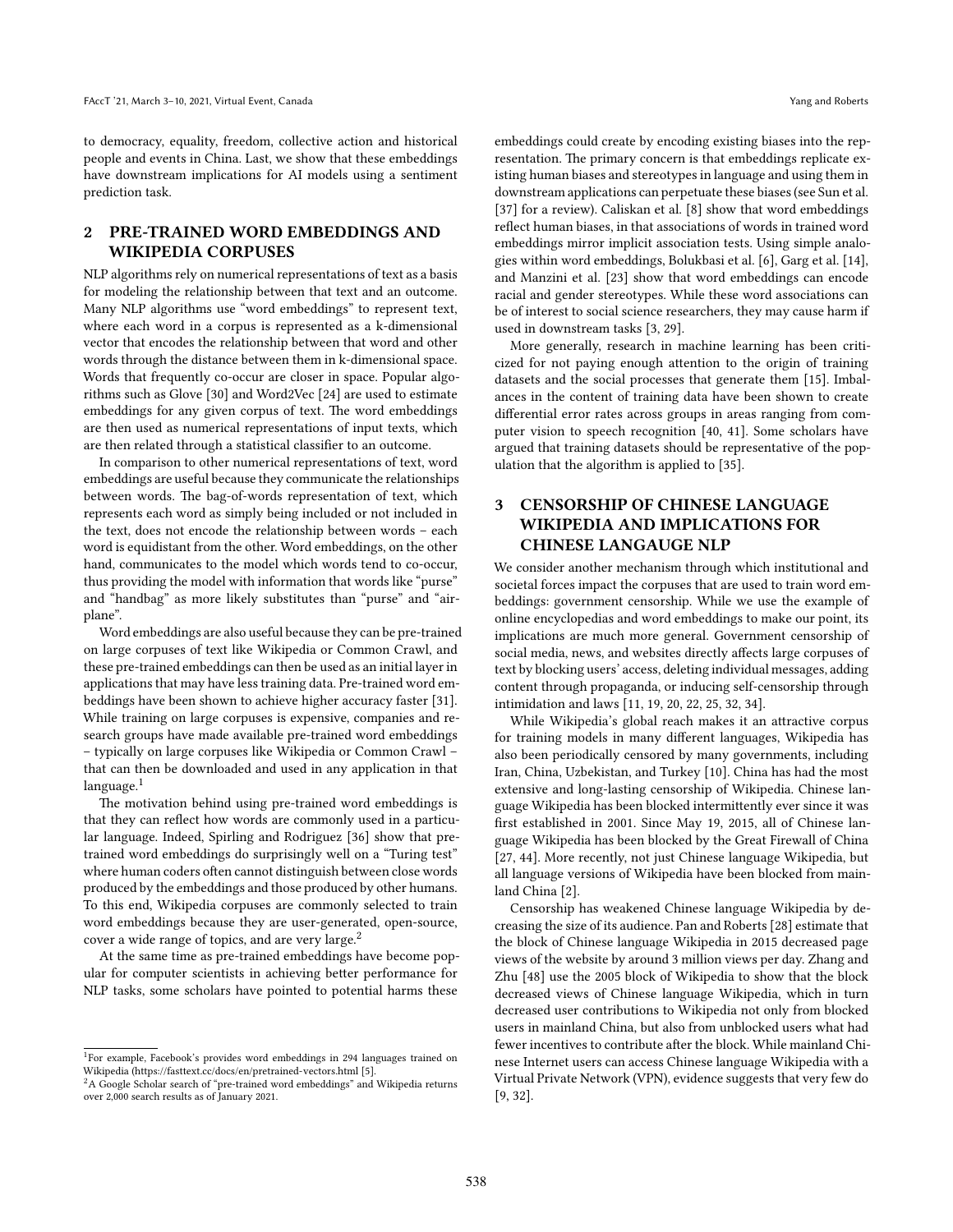to democracy, equality, freedom, collective action and historical people and events in China. Last, we show that these embeddings have downstream implications for AI models using a sentiment prediction task.

## 2 PRE-TRAINED WORD EMBEDDINGS AND WIKIPEDIA CORPUSES

NLP algorithms rely on numerical representations of text as a basis for modeling the relationship between that text and an outcome. Many NLP algorithms use "word embeddings" to represent text, where each word in a corpus is represented as a k-dimensional vector that encodes the relationship between that word and other words through the distance between them in k-dimensional space. Words that frequently co-occur are closer in space. Popular algorithms such as Glove [30] and Word2Vec [24] are used to estimate embeddings for any given corpus of text. The word embeddings are then used as numerical representations of input texts, which are then related through a statistical classifier to an outcome.

In comparison to other numerical representations of text, word embeddings are useful because they communicate the relationships between words. The bag-of-words representation of text, which represents each word as simply being included or not included in the text, does not encode the relationship between words – each word is equidistant from the other. Word embeddings, on the other hand, communicates to the model which words tend to co-occur, thus providing the model with information that words like "purse" and "handbag" as more likely substitutes than "purse" and "airplane".

Word embeddings are also useful because they can be pre-trained on large corpuses of text like Wikipedia or Common Crawl, and these pre-trained embeddings can then be used as an initial layer in applications that may have less training data. Pre-trained word embeddings have been shown to achieve higher accuracy faster [31]. While training on large corpuses is expensive, companies and research groups have made available pre-trained word embeddings – typically on large corpuses like Wikipedia or Common Crawl – that can then be downloaded and used in any application in that language.[1]

The motivation behind using pre-trained word embeddings is that they can reflect how words are commonly used in a particular language. Indeed, Spirling and Rodriguez [36] show that pre-trained word embeddings do surprisingly well on a "Turing test" where human coders often cannot distinguish between close words produced by the embeddings and those produced by other humans. To this end, Wikipedia corpuses are commonly selected to train word embeddings because they are user-generated, open-source, cover a wide range of topics, and are very large.[2]

At the same time as pre-trained embeddings have become popular for computer scientists in achieving better performance for NLP tasks, some scholars have pointed to potential harms these embeddings could create by encoding existing biases into the representation. The primary concern is that embeddings replicate existing human biases and stereotypes in language and using them in downstream applications can perpetuate these biases (see Sun et al. [37] for a review). Caliskan et al. [8] show that word embeddings reflect human biases, in that associations of words in trained word embeddings mirror implicit association tests. Using simple analogies within word embeddings, Bolukbasi et al. [6], Garg et al. [14], and Manzini et al. [23] show that word embeddings can encode racial and gender stereotypes. While these word associations can be of interest to social science researchers, they may cause harm if used in downstream tasks [3, 29].

More generally, research in machine learning has been criticized for not paying enough attention to the origin of training datasets and the social processes that generate them [15]. Imbalances in the content of training data have been shown to create differential error rates across groups in areas ranging from computer vision to speech recognition [40, 41]. Some scholars have argued that training datasets should be representative of the population that the algorithm is applied to [35].

## 3 CENSORSHIP OF CHINESE LANGUAGE WIKIPEDIA AND IMPLICATIONS FOR CHINESE LANGAUGE NLP

We consider another mechanism through which institutional and societal forces impact the corpuses that are used to train word embeddings: government censorship. While we use the example of online encyclopedias and word embeddings to make our point, its implications are much more general. Government censorship of social media, news, and websites directly affects large corpuses of text by blocking users' access, deleting individual messages, adding content through propaganda, or inducing self-censorship through intimidation and laws [11, 19, 20, 22, 25, 32, 34].

While Wikipedia's global reach makes it an attractive corpus for training models in many different languages, Wikipedia has also been periodically censored by many governments, including Iran, China, Uzbekistan, and Turkey [10]. China has had the most extensive and long-lasting censorship of Wikipedia. Chinese language Wikipedia has been blocked intermittently ever since it was first established in 2001. Since May 19, 2015, all of Chinese language Wikipedia has been blocked by the Great Firewall of China [27, 44]. More recently, not just Chinese language Wikipedia, but all language versions of Wikipedia have been blocked from mainland China [2].

Censorship has weakened Chinese language Wikipedia by decreasing the size of its audience. Pan and Roberts [28] estimate that the block of Chinese language Wikipedia in 2015 decreased page views of the website by around 3 million views per day. Zhang and Zhu [48] use the 2005 block of Wikipedia to show that the block decreased views of Chinese language Wikipedia, which in turn decreased user contributions to Wikipedia not only from blocked users in mainland China, but also from unblocked users what had fewer incentives to contribute after the block. While mainland Chinese Internet users can access Chinese language Wikipedia with a Virtual Private Network (VPN), evidence suggests that very few do [9, 32].

[1] For example, Facebook's provides word embeddings in 294 languages trained on Wikipedia (https://fasttext.cc/docs/en/pretrained-vectors.html [5].

[2] A Google Scholar search of "pre-trained word embeddings" and Wikipedia returns over 2,000 search results as of January 2021.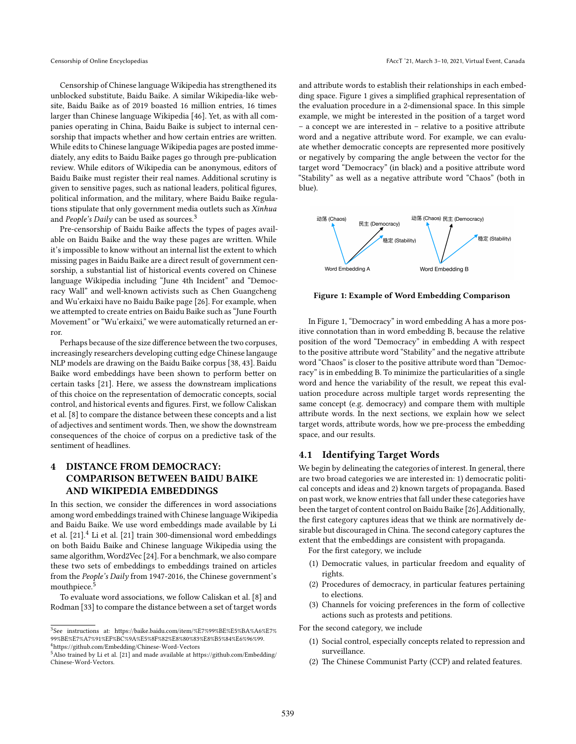Censorship of Chinese language Wikipedia has strengthened its unblocked substitute, Baidu Baike. A similar Wikipedia-like website, Baidu Baike as of 2019 boasted 16 million entries, 16 times larger than Chinese language Wikipedia [46]. Yet, as with all companies operating in China, Baidu Baike is subject to internal censorship that impacts whether and how certain entries are written. While edits to Chinese language Wikipedia pages are posted immediately, any edits to Baidu Baike pages go through pre-publication review. While editors of Wikipedia can be anonymous, editors of Baidu Baike must register their real names. Additional scrutiny is given to sensitive pages, such as national leaders, political figures, political information, and the military, where Baidu Baike regulations stipulate that only government media outlets such as *Xinhua* and *People's Daily* can be used as sources.[3]

Pre-censorship of Baidu Baike affects the types of pages available on Baidu Baike and the way these pages are written. While it's impossible to know without an internal list the extent to which missing pages in Baidu Baike are a direct result of government censorship, a substantial list of historical events covered on Chinese language Wikipedia including "June 4th Incident" and "Democracy Wall" and well-known activists such as Chen Guangcheng and Wu'erkaixi have no Baidu Baike page [26]. For example, when we attempted to create entries on Baidu Baike such as "June Fourth Movement" or "Wu'erkaixi," we were automatically returned an error.

Perhaps because of the size difference between the two corpuses, increasingly researchers developing cutting edge Chinese langauge NLP models are drawing on the Baidu Baike corpus [38, 43]. Baidu Baike word embeddings have been shown to perform better on certain tasks [21]. Here, we assess the downstream implications of this choice on the representation of democratic concepts, social control, and historical events and figures. First, we follow Caliskan et al. [8] to compare the distance between these concepts and a list of adjectives and sentiment words. Then, we show the downstream consequences of the choice of corpus on a predictive task of the sentiment of headlines.

# 4 DISTANCE FROM DEMOCRACY: COMPARISON BETWEEN BAIDU BAIKE AND WIKIPEDIA EMBEDDINGS

In this section, we consider the differences in word associations among word embeddings trained with Chinese language Wikipedia and Baidu Baike. We use word embeddings made available by Li et al. [21].[4] Li et al. [21] train 300-dimensional word embeddings on both Baidu Baike and Chinese language Wikipedia using the same algorithm, Word2Vec [24]. For a benchmark, we also compare these two sets of embeddings to embeddings trained on articles from the *People's Daily* from 1947-2016, the Chinese government's mouthpiece.[5]

To evaluate word associations, we follow Caliskan et al. [8] and Rodman [33] to compare the distance between a set of target words and attribute words to establish their relationships in each embedding space. Figure 1 gives a simplified graphical representation of the evaluation procedure in a 2-dimensional space. In this simple example, we might be interested in the position of a target word – a concept we are interested in – relative to a positive attribute word and a negative attribute word. For example, we can evaluate whether democratic concepts are represented more positively or negatively by comparing the angle between the vector for the target word "Democracy" (in black) and a positive attribute word "Stability" as well as a negative attribute word "Chaos" (both in blue).

**Figure 1: Example of Word Embedding Comparison**

In Figure 1, "Democracy" in word embedding A has a more positive connotation than in word embedding B, because the relative position of the word "Democracy" in embedding A with respect to the positive attribute word "Stability" and the negative attribute word "Chaos" is closer to the positive attribute word than "Democracy" is in embedding B. To minimize the particularities of a single word and hence the variability of the result, we repeat this evaluation procedure across multiple target words representing the same concept (e.g. democracy) and compare them with multiple attribute words. In the next sections, we explain how we select target words, attribute words, how we pre-process the embedding space, and our results.

## 4.1 Identifying Target Words

We begin by delineating the categories of interest. In general, there are two broad categories we are interested in: 1) democratic political concepts and ideas and 2) known targets of propaganda. Based on past work, we know entries that fall under these categories have been the target of content control on Baidu Baike [26].Additionally, the first category captures ideas that we think are normatively desirable but discouraged in China. The second category captures the extent that the embeddings are consistent with propaganda.

For the first category, we include

(1) Democratic values, in particular freedom and equality of rights.
(2) Procedures of democracy, in particular features pertaining to elections.
(3) Channels for voicing preferences in the form of collective actions such as protests and petitions.

For the second category, we include

(1) Social control, especially concepts related to repression and surveillance.
(2) The Chinese Communist Party (CCP) and related features.

---

[3] See instructions at: https://baike.baidu.com/item/%E7%99%BE%E5%BA%A6%E7%99%BE%E7%A7%91%EF%BC%9A%E5%8F%82%E8%80%83%E8%B5%84%E6%96%99.

[4] https://github.com/Embedding/Chinese-Word-Vectors

[5] Also trained by Li et al. [21] and made available at https://github.com/Embedding/Chinese-Word-Vectors.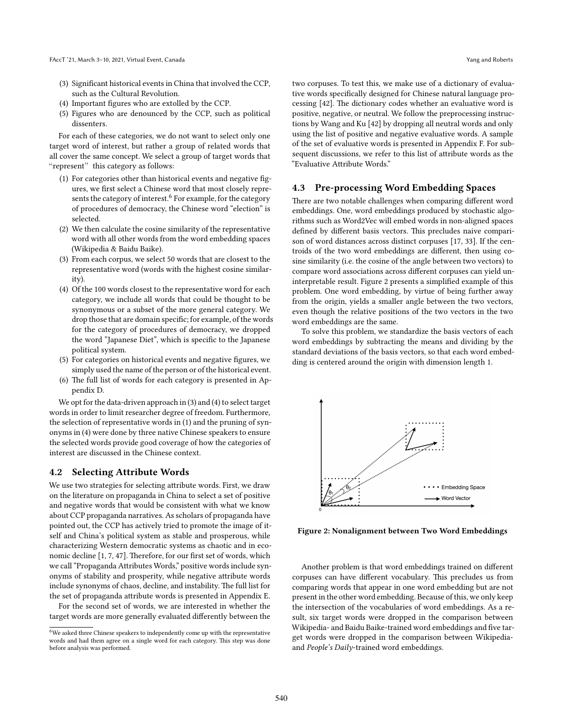(3) Significant historical events in China that involved the CCP, such as the Cultural Revolution.
(4) Important figures who are extolled by the CCP.
(5) Figures who are denounced by the CCP, such as political dissenters.

For each of these categories, we do not want to select only one target word of interest, but rather a group of related words that all cover the same concept. We select a group of target words that "represent" this category as follows:

(1) For categories other than historical events and negative figures, we first select a Chinese word that most closely represents the category of interest.[6] For example, for the category of procedures of democracy, the Chinese word "election" is selected.
(2) We then calculate the cosine similarity of the representative word with all other words from the word embedding spaces (Wikipedia & Baidu Baike).
(3) From each corpus, we select 50 words that are closest to the representative word (words with the highest cosine similarity).
(4) Of the 100 words closest to the representative word for each category, we include all words that could be thought to be synonymous or a subset of the more general category. We drop those that are domain specific; for example, of the words for the category of procedures of democracy, we dropped the word "Japanese Diet", which is specific to the Japanese political system.
(5) For categories on historical events and negative figures, we simply used the name of the person or of the historical event.
(6) The full list of words for each category is presented in Appendix D.

We opt for the data-driven approach in (3) and (4) to select target words in order to limit researcher degree of freedom. Furthermore, the selection of representative words in (1) and the pruning of synonyms in (4) were done by three native Chinese speakers to ensure the selected words provide good coverage of how the categories of interest are discussed in the Chinese context.

## 4.2 Selecting Attribute Words

We use two strategies for selecting attribute words. First, we draw on the literature on propaganda in China to select a set of positive and negative words that would be consistent with what we know about CCP propaganda narratives. As scholars of propaganda have pointed out, the CCP has actively tried to promote the image of itself and China's political system as stable and prosperous, while characterizing Western democratic systems as chaotic and in economic decline [1, 7, 47]. Therefore, for our first set of words, which we call "Propaganda Attributes Words," positive words include synonyms of stability and prosperity, while negative attribute words include synonyms of chaos, decline, and instability. The full list for the set of propaganda attribute words is presented in Appendix E.

For the second set of words, we are interested in whether the target words are more generally evaluated differently between the two corpuses. To test this, we make use of a dictionary of evaluative words specifically designed for Chinese natural language processing [42]. The dictionary codes whether an evaluative word is positive, negative, or neutral. We follow the preprocessing instructions by Wang and Ku [42] by dropping all neutral words and only using the list of positive and negative evaluative words. A sample of the set of evaluative words is presented in Appendix F. For subsequent discussions, we refer to this list of attribute words as the "Evaluative Attribute Words."

## 4.3 Pre-processing Word Embedding Spaces

There are two notable challenges when comparing different word embeddings. One, word embeddings produced by stochastic algorithms such as Word2Vec will embed words in non-aligned spaces defined by different basis vectors. This precludes naive comparison of word distances across distinct corpuses [17, 33]. If the centroids of the two word embeddings are different, then using cosine similarity (i.e. the cosine of the angle between two vectors) to compare word associations across different corpuses can yield uninterpretable result. Figure 2 presents a simplified example of this problem. One word embedding, by virtue of being further away from the origin, yields a smaller angle between the two vectors, even though the relative positions of the two vectors in the two word embeddings are the same.

To solve this problem, we standardize the basis vectors of each word embeddings by subtracting the means and dividing by the standard deviations of the basis vectors, so that each word embedding is centered around the origin with dimension length 1.

**Figure 2: Nonalignment between Two Word Embeddings**

Another problem is that word embeddings trained on different corpuses can have different vocabulary. This precludes us from comparing words that appear in one word embedding but are not present in the other word embedding. Because of this, we only keep the intersection of the vocabularies of word embeddings. As a result, six target words were dropped in the comparison between Wikipedia- and Baidu Baike-trained word embeddings and five target words were dropped in the comparison between Wikipedia- and *People's Daily*-trained word embeddings.

[6] We asked three Chinese speakers to independently come up with the representative words and had them agree on a single word for each category. This step was done before analysis was performed.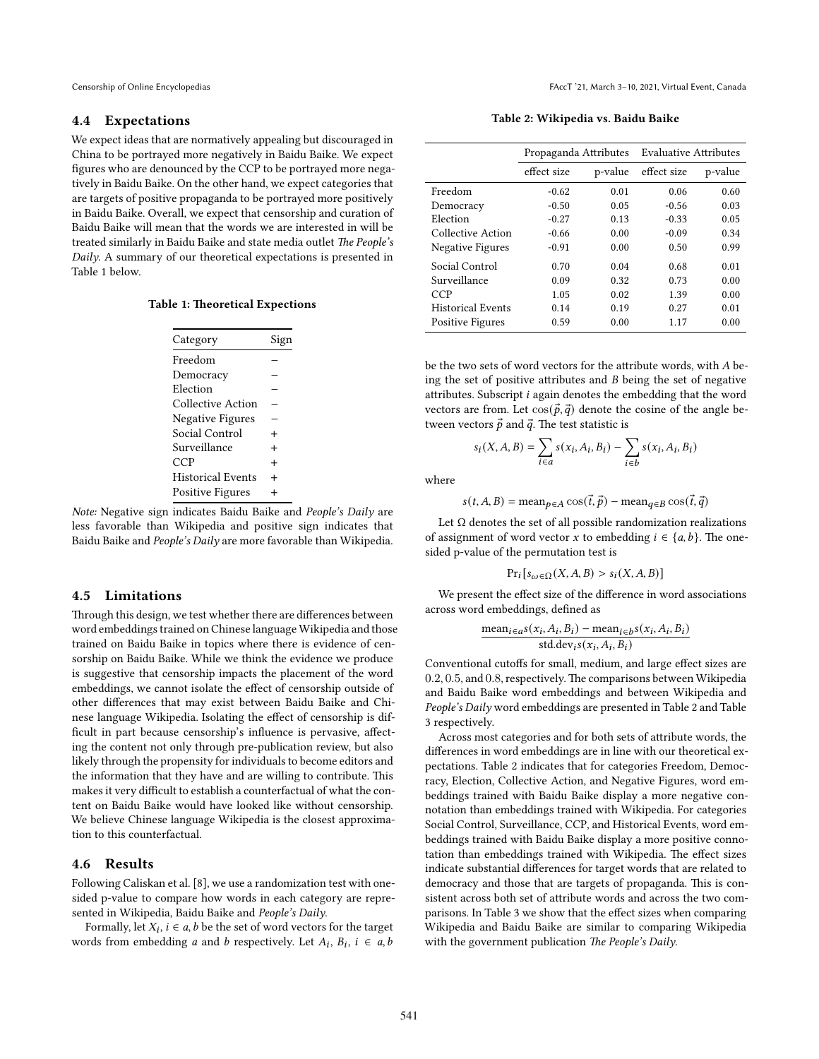### 4.4 Expectations

We expect ideas that are normatively appealing but discouraged in China to be portrayed more negatively in Baidu Baike. We expect figures who are denounced by the CCP to be portrayed more negatively in Baidu Baike. On the other hand, we expect categories that are targets of positive propaganda to be portrayed more positively in Baidu Baike. Overall, we expect that censorship and curation of Baidu Baike will mean that the words we are interested in will be treated similarly in Baidu Baike and state media outlet *The People's Daily*. A summary of our theoretical expectations is presented in Table 1 below.

**Table 1: Theoretical Expections**

| Category | Sign |
|---|---|
| Freedom | − |
| Democracy | − |
| Election | − |
| Collective Action | − |
| Negative Figures | − |
| Social Control | + |
| Surveillance | + |
| CCP | + |
| Historical Events | + |
| Positive Figures | + |

*Note:* Negative sign indicates Baidu Baike and *People's Daily* are less favorable than Wikipedia and positive sign indicates that Baidu Baike and *People's Daily* are more favorable than Wikipedia.

### 4.5 Limitations

Through this design, we test whether there are differences between word embeddings trained on Chinese language Wikipedia and those trained on Baidu Baike in topics where there is evidence of censorship on Baidu Baike. While we think the evidence we produce is suggestive that censorship impacts the placement of the word embeddings, we cannot isolate the effect of censorship outside of other differences that may exist between Baidu Baike and Chinese language Wikipedia. Isolating the effect of censorship is difficult in part because censorship's influence is pervasive, affecting the content not only through pre-publication review, but also likely through the propensity for individuals to become editors and the information that they have and are willing to contribute. This makes it very difficult to establish a counterfactual of what the content on Baidu Baike would have looked like without censorship. We believe Chinese language Wikipedia is the closest approximation to this counterfactual.

### 4.6 Results

Following Caliskan et al. [8], we use a randomization test with one-sided p-value to compare how words in each category are represented in Wikipedia, Baidu Baike and *People's Daily*.

Formally, let $X_i$, $i \in a, b$ be the set of word vectors for the target words from embedding $a$ and $b$ respectively. Let $A_i$, $B_i$, $i \in a, b$ be the two sets of word vectors for the attribute words, with $A$ being the set of positive attributes and $B$ being the set of negative attributes. Subscript $i$ again denotes the embedding that the word vectors are from. Let $\cos(\vec{p}, \vec{q})$ denote the cosine of the angle between vectors $\vec{p}$ and $\vec{q}$. The test statistic is

$$s_i(X, A, B) = \sum_{i \in a} s(x_i, A_i, B_i) - \sum_{i \in b} s(x_i, A_i, B_i)$$

where

$$s(t, A, B) = \text{mean}_{p \in A} \cos(\vec{t}, \vec{p}) - \text{mean}_{q \in B} \cos(\vec{t}, \vec{q})$$

Let $\Omega$ denotes the set of all possible randomization realizations of assignment of word vector $x$ to embedding $i \in \{a, b\}$. The one-sided p-value of the permutation test is

$$\text{Pr}_i[s_{\omega \in \Omega}(X, A, B) > s_i(X, A, B)]$$

We present the effect size of the difference in word associations across word embeddings, defined as

$$\frac{\text{mean}_{i \in a} s(x_i, A_i, B_i) - \text{mean}_{i \in b} s(x_i, A_i, B_i)}{\text{std.dev}_i s(x_i, A_i, B_i)}$$

Conventional cutoffs for small, medium, and large effect sizes are 0.2, 0.5, and 0.8, respectively. The comparisons between Wikipedia and Baidu Baike word embeddings and between Wikipedia and *People's Daily* word embeddings are presented in Table 2 and Table 3 respectively.

**Table 2: Wikipedia vs. Baidu Baike**

| | Propaganda Attributes | | Evaluative Attributes | |
|---|---|---|---|---|
| | effect size | p-value | effect size | p-value |
| Freedom | -0.62 | 0.01 | 0.06 | 0.60 |
| Democracy | -0.50 | 0.05 | -0.56 | 0.03 |
| Election | -0.27 | 0.13 | -0.33 | 0.05 |
| Collective Action | -0.66 | 0.00 | -0.09 | 0.34 |
| Negative Figures | -0.91 | 0.00 | 0.50 | 0.99 |
| Social Control | 0.70 | 0.04 | 0.68 | 0.01 |
| Surveillance | 0.09 | 0.32 | 0.73 | 0.00 |
| CCP | 1.05 | 0.02 | 1.39 | 0.00 |
| Historical Events | 0.14 | 0.19 | 0.27 | 0.01 |
| Positive Figures | 0.59 | 0.00 | 1.17 | 0.00 |

Across most categories and for both sets of attribute words, the differences in word embeddings are in line with our theoretical expectations. Table 2 indicates that for categories Freedom, Democracy, Election, Collective Action, and Negative Figures, word embeddings trained with Baidu Baike display a more negative connotation than embeddings trained with Wikipedia. For categories Social Control, Surveillance, CCP, and Historical Events, word embeddings trained with Baidu Baike display a more positive connotation than embeddings trained with Wikipedia. The effect sizes indicate substantial differences for target words that are related to democracy and those that are targets of propaganda. This is consistent across both set of attribute words and across the two comparisons. In Table 3 we show that the effect sizes when comparing Wikipedia and Baidu Baike are similar to comparing Wikipedia with the government publication *The People's Daily*.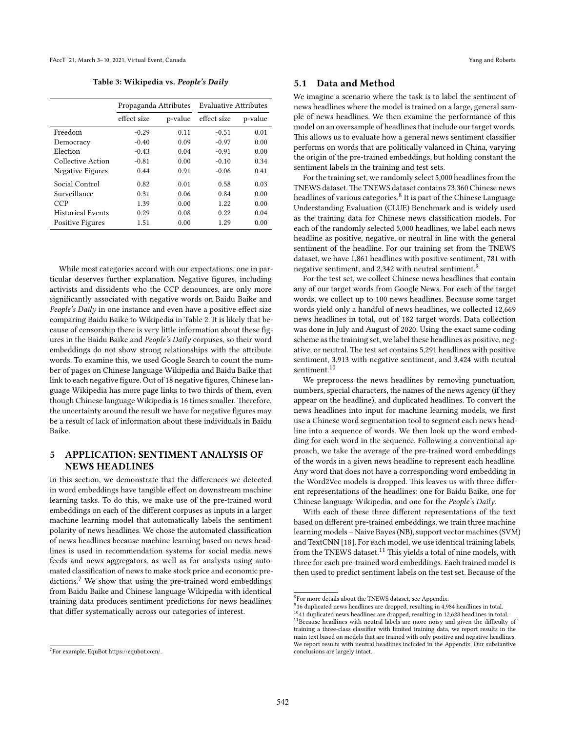**Table 3: Wikipedia vs. *People's Daily***

| | Propaganda Attributes | | Evaluative Attributes | |
|---|---|---|---|---|
| | effect size | p-value | effect size | p-value |
| Freedom | -0.29 | 0.11 | -0.51 | 0.01 |
| Democracy | -0.40 | 0.09 | -0.97 | 0.00 |
| Election | -0.43 | 0.04 | -0.91 | 0.00 |
| Collective Action | -0.81 | 0.00 | -0.10 | 0.34 |
| Negative Figures | 0.44 | 0.91 | -0.06 | 0.41 |
| Social Control | 0.82 | 0.01 | 0.58 | 0.03 |
| Surveillance | 0.31 | 0.06 | 0.84 | 0.00 |
| CCP | 1.39 | 0.00 | 1.22 | 0.00 |
| Historical Events | 0.29 | 0.08 | 0.22 | 0.04 |
| Positive Figures | 1.51 | 0.00 | 1.29 | 0.00 |

While most categories accord with our expectations, one in particular deserves further explanation. Negative figures, including activists and dissidents who the CCP denounces, are only more significantly associated with negative words on Baidu Baike and *People's Daily* in one instance and even have a positive effect size comparing Baidu Baike to Wikipedia in Table 2. It is likely that because of censorship there is very little information about these figures in the Baidu Baike and *People's Daily* corpuses, so their word embeddings do not show strong relationships with the attribute words. To examine this, we used Google Search to count the number of pages on Chinese language Wikipedia and Baidu Baike that link to each negative figure. Out of 18 negative figures, Chinese language Wikipedia has more page links to two thirds of them, even though Chinese language Wikipedia is 16 times smaller. Therefore, the uncertainty around the result we have for negative figures may be a result of lack of information about these individuals in Baidu Baike.

# 5 APPLICATION: SENTIMENT ANALYSIS OF NEWS HEADLINES

In this section, we demonstrate that the differences we detected in word embeddings have tangible effect on downstream machine learning tasks. To do this, we make use of the pre-trained word embeddings on each of the different corpuses as inputs in a larger machine learning model that automatically labels the sentiment polarity of news headlines. We chose the automated classification of news headlines because machine learning based on news headlines is used in recommendation systems for social media news feeds and news aggregators, as well as for analysts using automated classification of news to make stock price and economic predictions.[7] We show that using the pre-trained word embeddings from Baidu Baike and Chinese language Wikipedia with identical training data produces sentiment predictions for news headlines that differ systematically across our categories of interest.

## 5.1 Data and Method

We imagine a scenario where the task is to label the sentiment of news headlines where the model is trained on a large, general sample of news headlines. We then examine the performance of this model on an oversample of headlines that include our target words. This allows us to evaluate how a general news sentiment classifier performs on words that are politically valanced in China, varying the origin of the pre-trained embeddings, but holding constant the sentiment labels in the training and test sets.

For the training set, we randomly select 5,000 headlines from the TNEWS dataset. The TNEWS dataset contains 73,360 Chinese news headlines of various categories.[8] It is part of the Chinese Language Understanding Evaluation (CLUE) Benchmark and is widely used as the training data for Chinese news classification models. For each of the randomly selected 5,000 headlines, we label each news headline as positive, negative, or neutral in line with the general sentiment of the headline. For our training set from the TNEWS dataset, we have 1,861 headlines with positive sentiment, 781 with negative sentiment, and 2,342 with neutral sentiment.[9]

For the test set, we collect Chinese news headlines that contain any of our target words from Google News. For each of the target words, we collect up to 100 news headlines. Because some target words yield only a handful of news headlines, we collected 12,669 news headlines in total, out of 182 target words. Data collection was done in July and August of 2020. Using the exact same coding scheme as the training set, we label these headlines as positive, negative, or neutral. The test set contains 5,291 headlines with positive sentiment, 3,913 with negative sentiment, and 3,424 with neutral sentiment.[10]

We preprocess the news headlines by removing punctuation, numbers, special characters, the names of the news agency (if they appear on the headline), and duplicated headlines. To convert the news headlines into input for machine learning models, we first use a Chinese word segmentation tool to segment each news headline into a sequence of words. We then look up the word embedding for each word in the sequence. Following a conventional approach, we take the average of the pre-trained word embeddings of the words in a given news headline to represent each headline. Any word that does not have a corresponding word embedding in the Word2Vec models is dropped. This leaves us with three different representations of the headlines: one for Baidu Baike, one for Chinese language Wikipedia, and one for the *People's Daily*.

With each of these three different representations of the text based on different pre-trained embeddings, we train three machine learning models – Naive Bayes (NB), support vector machines (SVM) and TextCNN [18]. For each model, we use identical training labels, from the TNEWS dataset.[11] This yields a total of nine models, with three for each pre-trained word embeddings. Each trained model is then used to predict sentiment labels on the test set. Because of the

[7] For example, EquBot https://equbot.com/.

[8] For more details about the TNEWS dataset, see Appendix.

[9] 16 duplicated news headlines are dropped, resulting in 4,984 headlines in total.

[10] 41 duplicated news headlines are dropped, resulting in 12,628 headlines in total.

[11] Because headlines with neutral labels are more noisy and given the difficulty of training a three-class classifier with limited training data, we report results in the main text based on models that are trained with only positive and negative headlines. We report results with neutral headlines included in the Appendix. Our substantive conclusions are largely intact.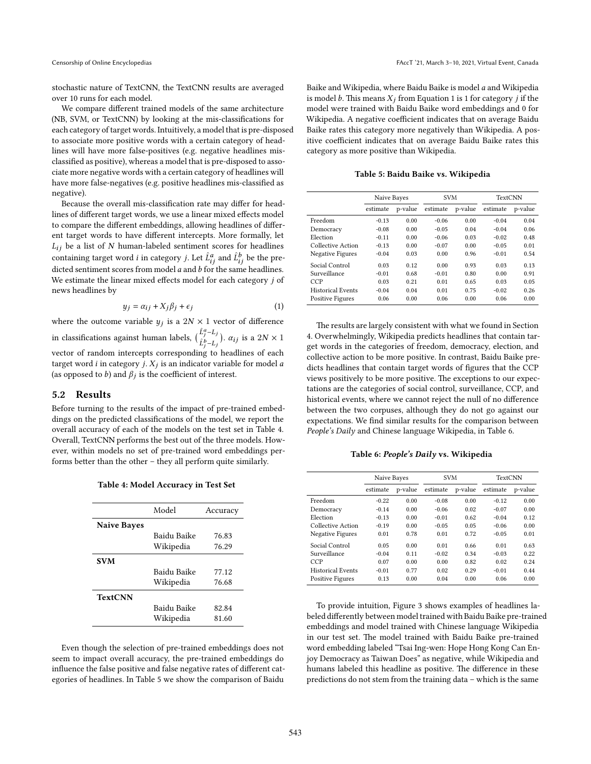stochastic nature of TextCNN, the TextCNN results are averaged over 10 runs for each model.

We compare different trained models of the same architecture (NB, SVM, or TextCNN) by looking at the mis-classifications for each category of target words. Intuitively, a model that is pre-disposed to associate more positive words with a certain category of headlines will have more false-positives (e.g. negative headlines misclassified as positive), whereas a model that is pre-disposed to associate more negative words with a certain category of headlines will have more false-negatives (e.g. positive headlines mis-classified as negative).

Because the overall mis-classification rate may differ for headlines of different target words, we use a linear mixed effects model to compare the different embeddings, allowing headlines of different target words to have different intercepts. More formally, let $L_{ij}$ be a list of $N$ human-labeled sentiment scores for headlines containing target word $i$ in category $j$. Let $\hat{L}^a_{ij}$ and $\hat{L}^b_{ij}$ be the predicted sentiment scores from model $a$ and $b$ for the same headlines. We estimate the linear mixed effects model for each category $j$ of news headlines by

$$y_j = \alpha_{ij} + X_j \beta_j + \epsilon_j \tag{1}$$

where the outcome variable $y_j$ is a $2N \times 1$ vector of difference in classifications against human labels, $\binom{\hat{L}^a_j - L_j}{\hat{L}^b_j - L_j}$. $\alpha_{ij}$ is a $2N \times 1$ vector of random intercepts corresponding to headlines of each target word $i$ in category $j$. $X_j$ is an indicator variable for model $a$ (as opposed to $b$) and $\beta_j$ is the coefficient of interest.

## 5.2 Results

Before turning to the results of the impact of pre-trained embeddings on the predicted classifications of the model, we report the overall accuracy of each of the models on the test set in Table 4. Overall, TextCNN performs the best out of the three models. However, within models no set of pre-trained word embeddings performs better than the other – they all perform quite similarly.

**Table 4: Model Accuracy in Test Set**

| | Model | Accuracy |
|---|---|---|
| **Naive Bayes** | | |
| | Baidu Baike | 76.83 |
| | Wikipedia | 76.29 |
| **SVM** | | |
| | Baidu Baike | 77.12 |
| | Wikipedia | 76.68 |
| **TextCNN** | | |
| | Baidu Baike | 82.84 |
| | Wikipedia | 81.60 |

Even though the selection of pre-trained embeddings does not seem to impact overall accuracy, the pre-trained embeddings do influence the false positive and false negative rates of different categories of headlines. In Table 5 we show the comparison of Baidu Baike and Wikipedia, where Baidu Baike is model $a$ and Wikipedia is model $b$. This means $X_j$ from Equation 1 is 1 for category $j$ if the model were trained with Baidu Baike word embeddings and 0 for Wikipedia. A negative coefficient indicates that on average Baidu Baike rates this category more negatively than Wikipedia. A positive coefficient indicates that on average Baidu Baike rates this category as more positive than Wikipedia.

**Table 5: Baidu Baike vs. Wikipedia**

| | Naive Bayes | | SVM | | TextCNN | |
|---|---|---|---|---|---|---|
| | estimate | p-value | estimate | p-value | estimate | p-value |
| Freedom | -0.13 | 0.00 | -0.06 | 0.00 | -0.04 | 0.04 |
| Democracy | -0.08 | 0.00 | -0.05 | 0.04 | -0.04 | 0.06 |
| Election | -0.11 | 0.00 | -0.06 | 0.03 | -0.02 | 0.48 |
| Collective Action | -0.13 | 0.00 | -0.07 | 0.00 | -0.05 | 0.01 |
| Negative Figures | -0.04 | 0.03 | 0.00 | 0.96 | -0.01 | 0.54 |
| Social Control | 0.03 | 0.12 | 0.00 | 0.93 | 0.03 | 0.13 |
| Surveillance | -0.01 | 0.68 | -0.01 | 0.80 | 0.00 | 0.91 |
| CCP | 0.03 | 0.21 | 0.01 | 0.65 | 0.03 | 0.05 |
| Historical Events | -0.04 | 0.04 | 0.01 | 0.75 | -0.02 | 0.26 |
| Positive Figures | 0.06 | 0.00 | 0.06 | 0.00 | 0.06 | 0.00 |

The results are largely consistent with what we found in Section 4. Overwhelmingly, Wikipedia predicts headlines that contain target words in the categories of freedom, democracy, election, and collective action to be more positive. In contrast, Baidu Baike predicts headlines that contain target words of figures that the CCP views positively to be more positive. The exceptions to our expectations are the categories of social control, surveillance, CCP, and historical events, where we cannot reject the null of no difference between the two corpuses, although they do not go against our expectations. We find similar results for the comparison between *People's Daily* and Chinese language Wikipedia, in Table 6.

**Table 6: *People's Daily* vs. Wikipedia**

| | Naive Bayes | | SVM | | TextCNN | |
|---|---|---|---|---|---|---|
| | estimate | p-value | estimate | p-value | estimate | p-value |
| Freedom | -0.22 | 0.00 | -0.08 | 0.00 | -0.12 | 0.00 |
| Democracy | -0.14 | 0.00 | -0.06 | 0.02 | -0.07 | 0.00 |
| Election | -0.13 | 0.00 | -0.01 | 0.62 | -0.04 | 0.12 |
| Collective Action | -0.19 | 0.00 | -0.05 | 0.05 | -0.06 | 0.00 |
| Negative Figures | 0.01 | 0.78 | 0.01 | 0.72 | -0.05 | 0.01 |
| Social Control | 0.05 | 0.00 | 0.01 | 0.66 | 0.01 | 0.63 |
| Surveillance | -0.04 | 0.11 | -0.02 | 0.34 | -0.03 | 0.22 |
| CCP | 0.07 | 0.00 | 0.00 | 0.82 | 0.02 | 0.24 |
| Historical Events | -0.01 | 0.77 | 0.02 | 0.29 | -0.01 | 0.44 |
| Positive Figures | 0.13 | 0.00 | 0.04 | 0.00 | 0.06 | 0.00 |

To provide intuition, Figure 3 shows examples of headlines labeled differently between model trained with Baidu Baike pre-trained embeddings and model trained with Chinese language Wikipedia in our test set. The model trained with Baidu Baike pre-trained word embedding labeled "Tsai Ing-wen: Hope Hong Kong Can Enjoy Democracy as Taiwan Does" as negative, while Wikipedia and humans labeled this headline as positive. The difference in these predictions do not stem from the training data – which is the same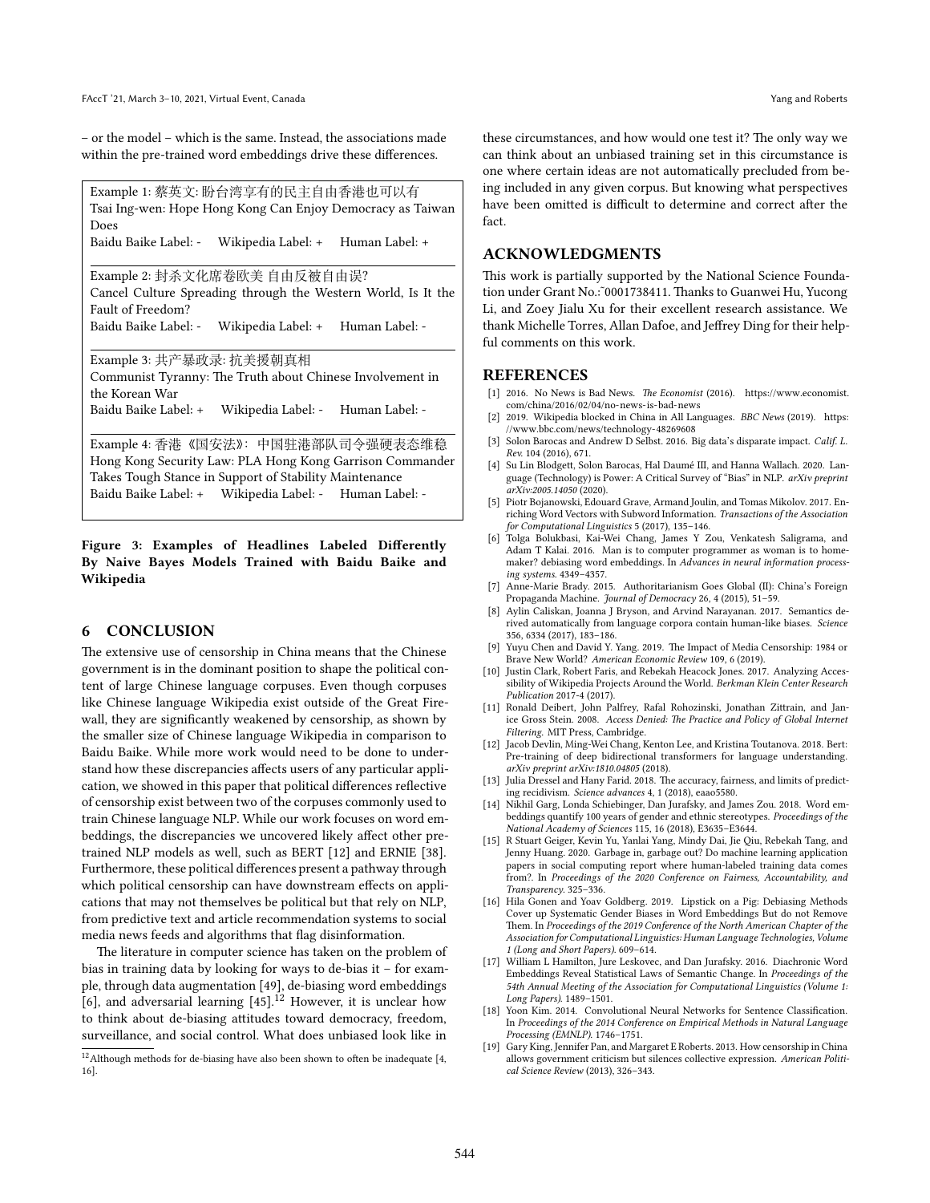– or the model – which is the same. Instead, the associations made within the pre-trained word embeddings drive these differences.

Example 1: 蔡英文: 盼台湾享有的民主自由香港也可以有
Tsai Ing-wen: Hope Hong Kong Can Enjoy Democracy as Taiwan Does
Baidu Baike Label: - Wikipedia Label: + Human Label: +

Example 2: 封杀文化席卷欧美 自由反被自由误?
Cancel Culture Spreading through the Western World, Is It the Fault of Freedom?
Baidu Baike Label: - Wikipedia Label: + Human Label: -

Example 3: 共产暴政录: 抗美援朝真相
Communist Tyranny: The Truth about Chinese Involvement in the Korean War
Baidu Baike Label: + Wikipedia Label: - Human Label: -

Example 4: 香港《国安法》: 中国驻港部队司令强硬表态维稳
Hong Kong Security Law: PLA Hong Kong Garrison Commander Takes Tough Stance in Support of Stability Maintenance
Baidu Baike Label: + Wikipedia Label: - Human Label: -

**Figure 3: Examples of Headlines Labeled Differently By Naive Bayes Models Trained with Baidu Baike and Wikipedia**

## 6 CONCLUSION

The extensive use of censorship in China means that the Chinese government is in the dominant position to shape the political content of large Chinese language corpuses. Even though corpuses like Chinese language Wikipedia exist outside of the Great Firewall, they are significantly weakened by censorship, as shown by the smaller size of Chinese language Wikipedia in comparison to Baidu Baike. While more work would need to be done to understand how these discrepancies affects users of any particular application, we showed in this paper that political differences reflective of censorship exist between two of the corpuses commonly used to train Chinese language NLP. While our work focuses on word embeddings, the discrepancies we uncovered likely affect other pre-trained NLP models as well, such as BERT [12] and ERNIE [38]. Furthermore, these political differences present a pathway through which political censorship can have downstream effects on applications that may not themselves be political but that rely on NLP, from predictive text and article recommendation systems to social media news feeds and algorithms that flag disinformation.

The literature in computer science has taken on the problem of bias in training data by looking for ways to de-bias it – for example, through data augmentation [49], de-biasing word embeddings [6], and adversarial learning [45].[12] However, it is unclear how to think about de-biasing attitudes toward democracy, freedom, surveillance, and social control. What does unbiased look like in these circumstances, and how would one test it? The only way we can think about an unbiased training set in this circumstance is one where certain ideas are not automatically precluded from being included in any given corpus. But knowing what perspectives have been omitted is difficult to determine and correct after the fact.

[12] Although methods for de-biasing have also been shown to often be inadequate [4, 16].

## ACKNOWLEDGMENTS

This work is partially supported by the National Science Foundation under Grant No.:~0001738411. Thanks to Guanwei Hu, Yucong Li, and Zoey Jialu Xu for their excellent research assistance. We thank Michelle Torres, Allan Dafoe, and Jeffrey Ding for their helpful comments on this work.

## REFERENCES

[1] 2016. No News is Bad News. *The Economist* (2016). https://www.economist.com/china/2016/02/04/no-news-is-bad-news
[2] 2019. Wikipedia blocked in China in All Languages. *BBC News* (2019). https://www.bbc.com/news/technology-48269608
[3] Solon Barocas and Andrew D Selbst. 2016. Big data's disparate impact. *Calif. L. Rev.* 104 (2016), 671.
[4] Su Lin Blodgett, Solon Barocas, Hal Daumé III, and Hanna Wallach. 2020. Language (Technology) is Power: A Critical Survey of "Bias" in NLP. *arXiv preprint arXiv:2005.14050* (2020).
[5] Piotr Bojanowski, Edouard Grave, Armand Joulin, and Tomas Mikolov. 2017. Enriching Word Vectors with Subword Information. *Transactions of the Association for Computational Linguistics* 5 (2017), 135–146.
[6] Tolga Bolukbasi, Kai-Wei Chang, James Y Zou, Venkatesh Saligrama, and Adam T Kalai. 2016. Man is to computer programmer as woman is to homemaker? debiasing word embeddings. In *Advances in neural information processing systems*. 4349–4357.
[7] Anne-Marie Brady. 2015. Authoritarianism Goes Global (II): China's Foreign Propaganda Machine. *Journal of Democracy* 26, 4 (2015), 51–59.
[8] Aylin Caliskan, Joanna J Bryson, and Arvind Narayanan. 2017. Semantics derived automatically from language corpora contain human-like biases. *Science* 356, 6334 (2017), 183–186.
[9] Yuyu Chen and David Y. Yang. 2019. The Impact of Media Censorship: 1984 or Brave New World? *American Economic Review* 109, 6 (2019).
[10] Justin Clark, Robert Faris, and Rebekah Heacock Jones. 2017. Analyzing Accessibility of Wikipedia Projects Around the World. *Berkman Klein Center Research Publication* 2017-4 (2017).
[11] Ronald Deibert, John Palfrey, Rafal Rohozinski, Jonathan Zittrain, and Janice Gross Stein. 2008. *Access Denied: The Practice and Policy of Global Internet Filtering*. MIT Press, Cambridge.
[12] Jacob Devlin, Ming-Wei Chang, Kenton Lee, and Kristina Toutanova. 2018. Bert: Pre-training of deep bidirectional transformers for language understanding. *arXiv preprint arXiv:1810.04805* (2018).
[13] Julia Dressel and Hany Farid. 2018. The accuracy, fairness, and limits of predicting recidivism. *Science advances* 4, 1 (2018), eaao5580.
[14] Nikhil Garg, Londa Schiebinger, Dan Jurafsky, and James Zou. 2018. Word embeddings quantify 100 years of gender and ethnic stereotypes. *Proceedings of the National Academy of Sciences* 115, 16 (2018), E3635–E3644.
[15] R Stuart Geiger, Kevin Yu, Yanlai Yang, Mindy Dai, Jie Qiu, Rebekah Tang, and Jenny Huang. 2020. Garbage in, garbage out? Do machine learning application papers in social computing report where human-labeled training data comes from?. In *Proceedings of the 2020 Conference on Fairness, Accountability, and Transparency*. 325–336.
[16] Hila Gonen and Yoav Goldberg. 2019. Lipstick on a Pig: Debiasing Methods Cover up Systematic Gender Biases in Word Embeddings But do not Remove Them. In *Proceedings of the 2019 Conference of the North American Chapter of the Association for Computational Linguistics: Human Language Technologies, Volume 1 (Long and Short Papers)*. 609–614.
[17] William L Hamilton, Jure Leskovec, and Dan Jurafsky. 2016. Diachronic Word Embeddings Reveal Statistical Laws of Semantic Change. In *Proceedings of the 54th Annual Meeting of the Association for Computational Linguistics (Volume 1: Long Papers)*. 1489–1501.
[18] Yoon Kim. 2014. Convolutional Neural Networks for Sentence Classification. In *Proceedings of the 2014 Conference on Empirical Methods in Natural Language Processing (EMNLP)*. 1746–1751.
[19] Gary King, Jennifer Pan, and Margaret E Roberts. 2013. How censorship in China allows government criticism but silences collective expression. *American Political Science Review* (2013), 326–343.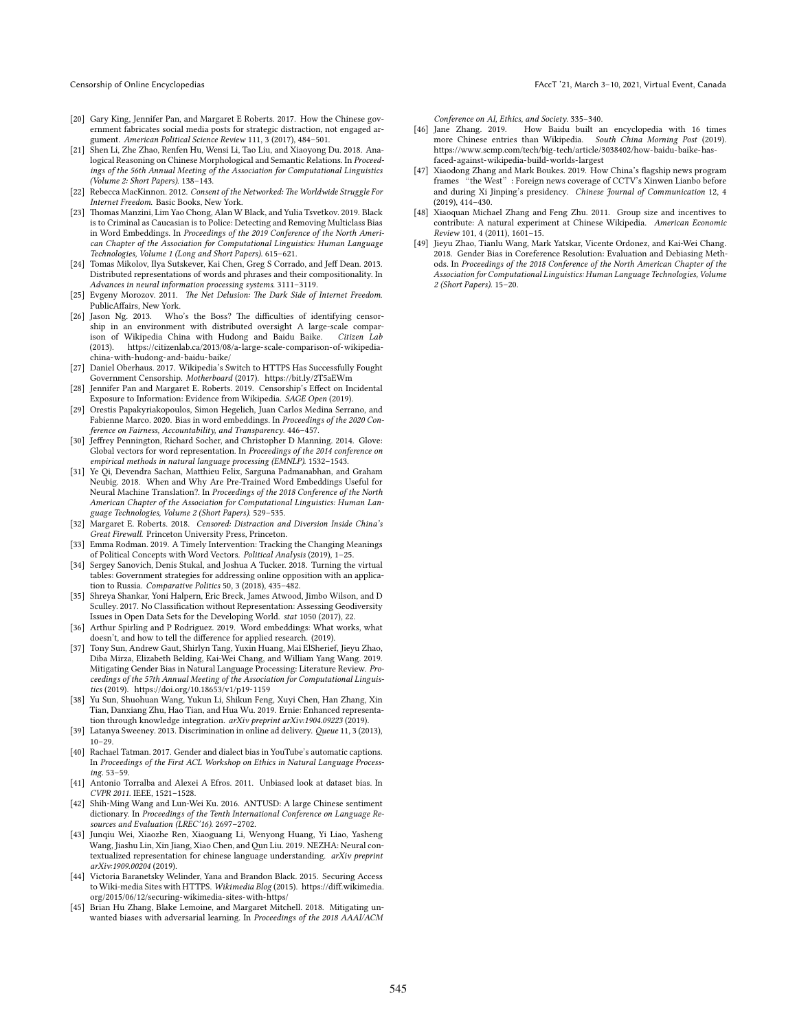- [20] Gary King, Jennifer Pan, and Margaret E Roberts. 2017. How the Chinese government fabricates social media posts for strategic distraction, not engaged argument. *American Political Science Review* 111, 3 (2017), 484–501.
- [21] Shen Li, Zhe Zhao, Renfen Hu, Wensi Li, Tao Liu, and Xiaoyong Du. 2018. Analogical Reasoning on Chinese Morphological and Semantic Relations. In *Proceedings of the 56th Annual Meeting of the Association for Computational Linguistics (Volume 2: Short Papers)*. 138–143.
- [22] Rebecca MacKinnon. 2012. *Consent of the Networked: The Worldwide Struggle For Internet Freedom.* Basic Books, New York.
- [23] Thomas Manzini, Lim Yao Chong, Alan W Black, and Yulia Tsvetkov. 2019. Black is to Criminal as Caucasian is to Police: Detecting and Removing Multiclass Bias in Word Embeddings. In *Proceedings of the 2019 Conference of the North American Chapter of the Association for Computational Linguistics: Human Language Technologies, Volume 1 (Long and Short Papers)*. 615–621.
- [24] Tomas Mikolov, Ilya Sutskever, Kai Chen, Greg S Corrado, and Jeff Dean. 2013. Distributed representations of words and phrases and their compositionality. In *Advances in neural information processing systems*. 3111–3119.
- [25] Evgeny Morozov. 2011. *The Net Delusion: The Dark Side of Internet Freedom.* PublicAffairs, New York.
- [26] Jason Ng. 2013. Who's the Boss? The difficulties of identifying censorship in an environment with distributed oversight A large-scale comparison of Wikipedia China with Hudong and Baidu Baike. *Citizen Lab* (2013). https://citizenlab.ca/2013/08/a-large-scale-comparison-of-wikipedia-china-with-hudong-and-baidu-baike/
- [27] Daniel Oberhaus. 2017. Wikipedia's Switch to HTTPS Has Successfully Fought Government Censorship. *Motherboard* (2017). https://bit.ly/2T5aEWm
- [28] Jennifer Pan and Margaret E. Roberts. 2019. Censorship's Effect on Incidental Exposure to Information: Evidence from Wikipedia. *SAGE Open* (2019).
- [29] Orestis Papakyriakopoulos, Simon Hegelich, Juan Carlos Medina Serrano, and Fabienne Marco. 2020. Bias in word embeddings. In *Proceedings of the 2020 Conference on Fairness, Accountability, and Transparency*. 446–457.
- [30] Jeffrey Pennington, Richard Socher, and Christopher D Manning. 2014. Glove: Global vectors for word representation. In *Proceedings of the 2014 conference on empirical methods in natural language processing (EMNLP)*. 1532–1543.
- [31] Ye Qi, Devendra Sachan, Matthieu Felix, Sarguna Padmanabhan, and Graham Neubig. 2018. When and Why Are Pre-Trained Word Embeddings Useful for Neural Machine Translation?. In *Proceedings of the 2018 Conference of the North American Chapter of the Association for Computational Linguistics: Human Language Technologies, Volume 2 (Short Papers)*. 529–535.
- [32] Margaret E. Roberts. 2018. *Censored: Distraction and Diversion Inside China's Great Firewall.* Princeton University Press, Princeton.
- [33] Emma Rodman. 2019. A Timely Intervention: Tracking the Changing Meanings of Political Concepts with Word Vectors. *Political Analysis* (2019), 1–25.
- [34] Sergey Sanovich, Denis Stukal, and Joshua A Tucker. 2018. Turning the virtual tables: Government strategies for addressing online opposition with an application to Russia. *Comparative Politics* 50, 3 (2018), 435–482.
- [35] Shreya Shankar, Yoni Halpern, Eric Breck, James Atwood, Jimbo Wilson, and D Sculley. 2017. No Classification without Representation: Assessing Geodiversity Issues in Open Data Sets for the Developing World. *stat* 1050 (2017), 22.
- [36] Arthur Spirling and P Rodriguez. 2019. Word embeddings: What works, what doesn't, and how to tell the difference for applied research. (2019).
- [37] Tony Sun, Andrew Gaut, Shirlyn Tang, Yuxin Huang, Mai ElSherief, Jieyu Zhao, Diba Mirza, Elizabeth Belding, Kai-Wei Chang, and William Yang Wang. 2019. Mitigating Gender Bias in Natural Language Processing: Literature Review. *Proceedings of the 57th Annual Meeting of the Association for Computational Linguistics* (2019). https://doi.org/10.18653/v1/p19-1159
- [38] Yu Sun, Shuohuan Wang, Yukun Li, Shikun Feng, Xuyi Chen, Han Zhang, Xin Tian, Danxiang Zhu, Hao Tian, and Hua Wu. 2019. Ernie: Enhanced representation through knowledge integration. *arXiv preprint arXiv:1904.09223* (2019).
- [39] Latanya Sweeney. 2013. Discrimination in online ad delivery. *Queue* 11, 3 (2013), 10–29.
- [40] Rachael Tatman. 2017. Gender and dialect bias in YouTube's automatic captions. In *Proceedings of the First ACL Workshop on Ethics in Natural Language Processing*. 53–59.
- [41] Antonio Torralba and Alexei A Efros. 2011. Unbiased look at dataset bias. In *CVPR 2011*. IEEE, 1521–1528.
- [42] Shih-Ming Wang and Lun-Wei Ku. 2016. ANTUSD: A large Chinese sentiment dictionary. In *Proceedings of the Tenth International Conference on Language Resources and Evaluation (LREC'16)*. 2697–2702.
- [43] Junqiu Wei, Xiaozhe Ren, Xiaoguang Li, Wenyong Huang, Yi Liao, Yasheng Wang, Jiashu Lin, Xin Jiang, Xiao Chen, and Qun Liu. 2019. NEZHA: Neural contextualized representation for chinese language understanding. *arXiv preprint arXiv:1909.00204* (2019).
- [44] Victoria Baranetsky Welinder, Yana and Brandon Black. 2015. Securing Access to Wiki-media Sites with HTTPS. *Wikimedia Blog* (2015). https://diff.wikimedia.org/2015/06/12/securing-wikimedia-sites-with-https/
- [45] Brian Hu Zhang, Blake Lemoine, and Margaret Mitchell. 2018. Mitigating unwanted biases with adversarial learning. In *Proceedings of the 2018 AAAI/ACM Conference on AI, Ethics, and Society*. 335–340.
- [46] Jane Zhang. 2019. How Baidu built an encyclopedia with 16 times more Chinese entries than Wikipedia. *South China Morning Post* (2019). https://www.scmp.com/tech/big-tech/article/3038402/how-baidu-baike-has-faced-against-wikipedia-build-worlds-largest
- [47] Xiaodong Zhang and Mark Boukes. 2019. How China's flagship news program frames "the West": Foreign news coverage of CCTV's Xinwen Lianbo before and during Xi Jinping's presidency. *Chinese Journal of Communication* 12, 4 (2019), 414–430.
- [48] Xiaoquan Michael Zhang and Feng Zhu. 2011. Group size and incentives to contribute: A natural experiment at Chinese Wikipedia. *American Economic Review* 101, 4 (2011), 1601–15.
- [49] Jieyu Zhao, Tianlu Wang, Mark Yatskar, Vicente Ordonez, and Kai-Wei Chang. 2018. Gender Bias in Coreference Resolution: Evaluation and Debiasing Methods. In *Proceedings of the 2018 Conference of the North American Chapter of the Association for Computational Linguistics: Human Language Technologies, Volume 2 (Short Papers)*. 15–20.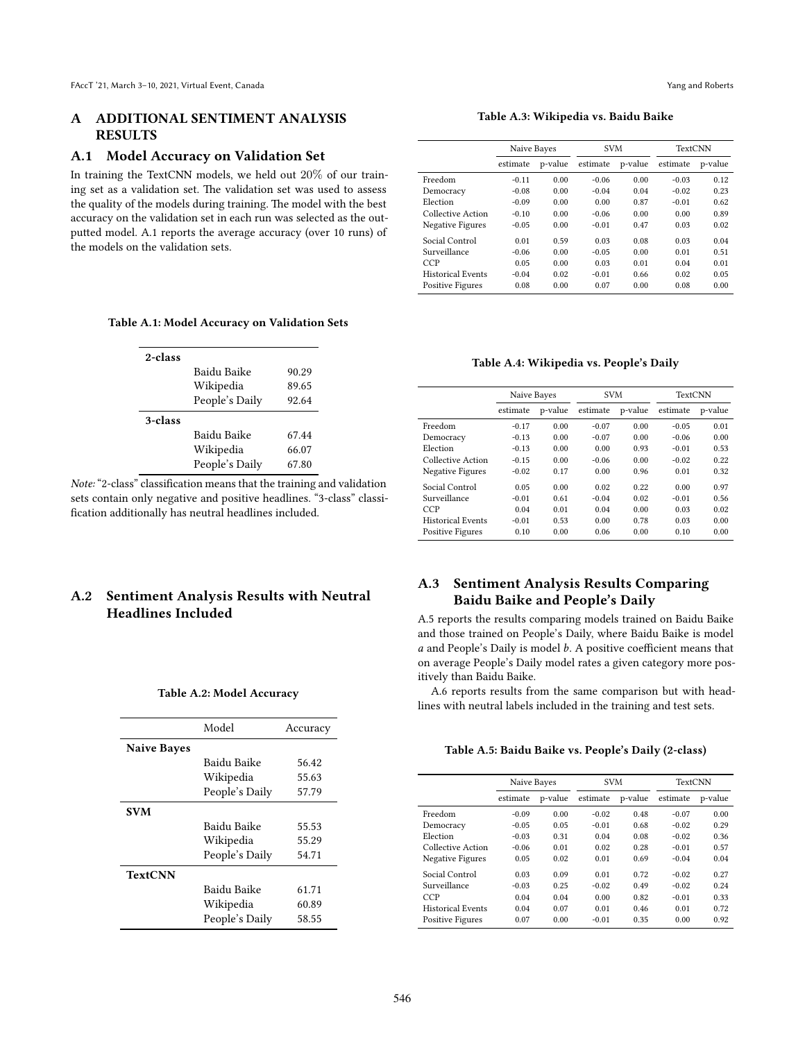# A ADDITIONAL SENTIMENT ANALYSIS RESULTS

## A.1 Model Accuracy on Validation Set

In training the TextCNN models, we held out 20% of our training set as a validation set. The validation set was used to assess the quality of the models during training. The model with the best accuracy on the validation set in each run was selected as the outputted model. A.1 reports the average accuracy (over 10 runs) of the models on the validation sets.

**Table A.1: Model Accuracy on Validation Sets**

| | | |
|---|---|---|
| **2-class** | | |
| | Baidu Baike | 90.29 |
| | Wikipedia | 89.65 |
| | People's Daily | 92.64 |
| **3-class** | | |
| | Baidu Baike | 67.44 |
| | Wikipedia | 66.07 |
| | People's Daily | 67.80 |

*Note:* "2-class" classification means that the training and validation sets contain only negative and positive headlines. "3-class" classification additionally has neutral headlines included.

## A.2 Sentiment Analysis Results with Neutral Headlines Included

**Table A.2: Model Accuracy**

| | Model | Accuracy |
|---|---|---|
| **Naive Bayes** | | |
| | Baidu Baike | 56.42 |
| | Wikipedia | 55.63 |
| | People's Daily | 57.79 |
| **SVM** | | |
| | Baidu Baike | 55.53 |
| | Wikipedia | 55.29 |
| | People's Daily | 54.71 |
| **TextCNN** | | |
| | Baidu Baike | 61.71 |
| | Wikipedia | 60.89 |
| | People's Daily | 58.55 |

**Table A.3: Wikipedia vs. Baidu Baike**

| | Naive Bayes | | SVM | | TextCNN | |
|---|---|---|---|---|---|---|
| | estimate | p-value | estimate | p-value | estimate | p-value |
| Freedom | −0.11 | 0.00 | −0.06 | 0.00 | −0.03 | 0.12 |
| Democracy | −0.08 | 0.00 | −0.04 | 0.04 | −0.02 | 0.23 |
| Election | −0.09 | 0.00 | 0.00 | 0.87 | −0.01 | 0.62 |
| Collective Action | −0.10 | 0.00 | −0.06 | 0.00 | 0.00 | 0.89 |
| Negative Figures | −0.05 | 0.00 | −0.01 | 0.47 | 0.03 | 0.02 |
| Social Control | 0.01 | 0.59 | 0.03 | 0.08 | 0.03 | 0.04 |
| Surveillance | −0.06 | 0.00 | −0.05 | 0.00 | 0.01 | 0.51 |
| CCP | 0.05 | 0.00 | 0.03 | 0.01 | 0.04 | 0.01 |
| Historical Events | −0.04 | 0.02 | −0.01 | 0.66 | 0.02 | 0.05 |
| Positive Figures | 0.08 | 0.00 | 0.07 | 0.00 | 0.08 | 0.00 |

**Table A.4: Wikipedia vs. People's Daily**

| | Naive Bayes | | SVM | | TextCNN | |
|---|---|---|---|---|---|---|
| | estimate | p-value | estimate | p-value | estimate | p-value |
| Freedom | −0.17 | 0.00 | −0.07 | 0.00 | −0.05 | 0.01 |
| Democracy | −0.13 | 0.00 | −0.07 | 0.00 | −0.06 | 0.00 |
| Election | −0.13 | 0.00 | 0.00 | 0.93 | −0.01 | 0.53 |
| Collective Action | −0.15 | 0.00 | −0.06 | 0.00 | −0.02 | 0.22 |
| Negative Figures | −0.02 | 0.17 | 0.00 | 0.96 | 0.01 | 0.32 |
| Social Control | 0.05 | 0.00 | 0.02 | 0.22 | 0.00 | 0.97 |
| Surveillance | −0.01 | 0.61 | −0.04 | 0.02 | −0.01 | 0.56 |
| CCP | 0.04 | 0.01 | 0.04 | 0.00 | 0.03 | 0.02 |
| Historical Events | −0.01 | 0.53 | 0.00 | 0.78 | 0.03 | 0.00 |
| Positive Figures | 0.10 | 0.00 | 0.06 | 0.00 | 0.10 | 0.00 |

## A.3 Sentiment Analysis Results Comparing Baidu Baike and People's Daily

A.5 reports the results comparing models trained on Baidu Baike and those trained on People's Daily, where Baidu Baike is model $a$ and People's Daily is model $b$. A positive coefficient means that on average People's Daily model rates a given category more positively than Baidu Baike.

A.6 reports results from the same comparison but with headlines with neutral labels included in the training and test sets.

**Table A.5: Baidu Baike vs. People's Daily (2-class)**

| | Naive Bayes | | SVM | | TextCNN | |
|---|---|---|---|---|---|---|
| | estimate | p-value | estimate | p-value | estimate | p-value |
| Freedom | −0.09 | 0.00 | −0.02 | 0.48 | −0.07 | 0.00 |
| Democracy | −0.05 | 0.05 | −0.01 | 0.68 | −0.02 | 0.29 |
| Election | −0.03 | 0.31 | 0.04 | 0.08 | −0.02 | 0.36 |
| Collective Action | −0.06 | 0.01 | 0.02 | 0.28 | −0.01 | 0.57 |
| Negative Figures | 0.05 | 0.02 | 0.01 | 0.69 | −0.04 | 0.04 |
| Social Control | 0.03 | 0.09 | 0.01 | 0.72 | −0.02 | 0.27 |
| Surveillance | −0.03 | 0.25 | −0.02 | 0.49 | −0.02 | 0.24 |
| CCP | 0.04 | 0.04 | 0.00 | 0.82 | −0.01 | 0.33 |
| Historical Events | 0.04 | 0.07 | 0.01 | 0.46 | 0.01 | 0.72 |
| Positive Figures | 0.07 | 0.00 | −0.01 | 0.35 | 0.00 | 0.92 |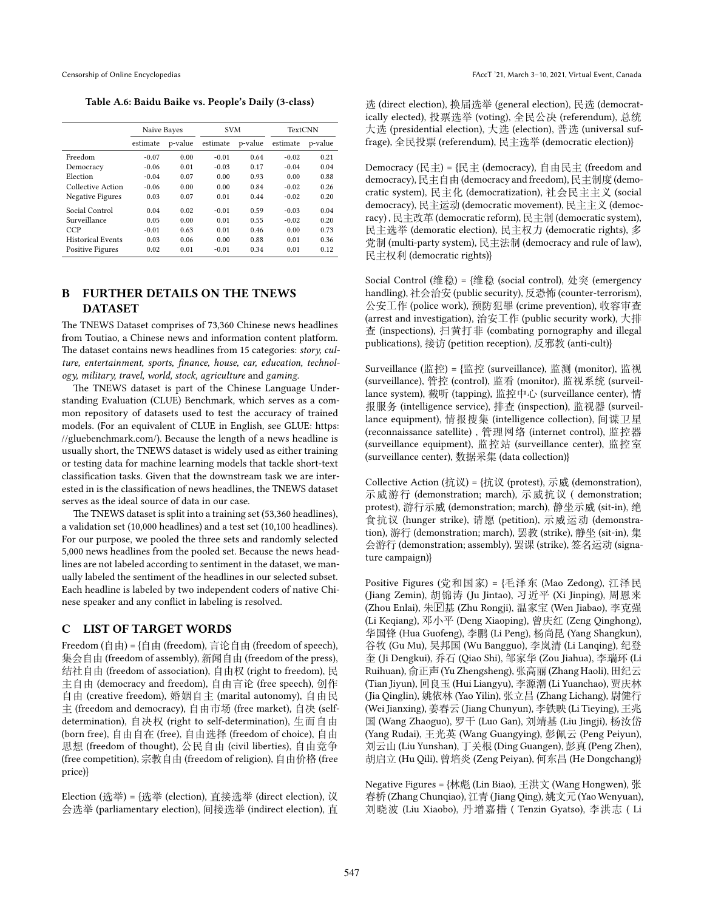**Table A.6: Baidu Baike vs. People's Daily (3-class)**

| | Naive Bayes | | SVM | | TextCNN | |
|---|---|---|---|---|---|---|
| | estimate | p-value | estimate | p-value | estimate | p-value |
| Freedom | -0.07 | 0.00 | -0.01 | 0.64 | -0.02 | 0.21 |
| Democracy | -0.06 | 0.01 | -0.03 | 0.17 | -0.04 | 0.04 |
| Election | -0.04 | 0.07 | 0.00 | 0.93 | 0.00 | 0.88 |
| Collective Action | -0.06 | 0.00 | 0.00 | 0.84 | -0.02 | 0.26 |
| Negative Figures | 0.03 | 0.07 | 0.01 | 0.44 | -0.02 | 0.20 |
| Social Control | 0.04 | 0.02 | -0.01 | 0.59 | -0.03 | 0.04 |
| Surveillance | 0.05 | 0.00 | 0.01 | 0.55 | -0.02 | 0.20 |
| CCP | -0.01 | 0.63 | 0.01 | 0.46 | 0.00 | 0.73 |
| Historical Events | 0.03 | 0.06 | 0.00 | 0.88 | 0.01 | 0.36 |
| Positive Figures | 0.02 | 0.01 | -0.01 | 0.34 | 0.01 | 0.12 |

## B FURTHER DETAILS ON THE TNEWS DATASET

The TNEWS Dataset comprises of 73,360 Chinese news headlines from Toutiao, a Chinese news and information content platform. The dataset contains news headlines from 15 categories: *story, culture, entertainment, sports, finance, house, car, education, technology, military, travel, world, stock, agriculture* and *gaming.*

The TNEWS dataset is part of the Chinese Language Understanding Evaluation (CLUE) Benchmark, which serves as a common repository of datasets used to test the accuracy of trained models. (For an equivalent of CLUE in English, see GLUE: https://gluebenchmark.com/). Because the length of a news headline is usually short, the TNEWS dataset is widely used as either training or testing data for machine learning models that tackle short-text classification tasks. Given that the downstream task we are interested in is the classification of news headlines, the TNEWS dataset serves as the ideal source of data in our case.

The TNEWS dataset is split into a training set (53,360 headlines), a validation set (10,000 headlines) and a test set (10,100 headlines). For our purpose, we pooled the three sets and randomly selected 5,000 news headlines from the pooled set. Because the news headlines are not labeled according to sentiment in the dataset, we manually labeled the sentiment of the headlines in our selected subset. Each headline is labeled by two independent coders of native Chinese speaker and any conflict in labeling is resolved.

## C LIST OF TARGET WORDS

Freedom (自由) = {自由 (freedom), 言论自由 (freedom of speech), 集会自由 (freedom of assembly), 新闻自由 (freedom of the press), 结社自由 (freedom of association), 自由权 (right to freedom), 民主自由 (democracy and freedom), 自由言论 (free speech), 创作自由 (creative freedom), 婚姻自主 (marital autonomy), 自由民主 (freedom and democracy), 自由市场 (free market), 自决 (self-determination), 自决权 (right to self-determination), 生而自由 (born free), 自由自在 (free), 自由选择 (freedom of choice), 自由思想 (freedom of thought), 公民自由 (civil liberties), 自由竞争 (free competition), 宗教自由 (freedom of religion), 自由价格 (free price)}

Election (选举) = {选举 (election), 直接选举 (direct election), 议会选举 (parliamentary election), 间接选举 (indirect election), 直选 (direct election), 换届选举 (general election), 民选 (democratically elected), 投票选举 (voting), 全民公决 (referendum), 总统大选 (presidential election), 大选 (election), 普选 (universal suffrage), 全民投票 (referendum), 民主选举 (democratic election)}

Democracy (民主) = {民主 (democracy), 自由民主 (freedom and democracy), 民主自由 (democracy and freedom), 民主制度 (democratic system), 民主化 (democratization), 社会民主主义 (social democracy), 民主运动 (democratic movement), 民主主义 (democracy) , 民主改革 (democratic reform), 民主制 (democratic system), 民主选举 (demoratic election), 民主权力 (democratic rights), 多党制 (multi-party system), 民主法制 (democracy and rule of law), 民主权利 (democratic rights)}

Social Control (维稳) = {维稳 (social control), 处突 (emergency handling), 社会治安 (public security), 反恐怖 (counter-terrorism), 公安工作 (police work), 预防犯罪 (crime prevention), 收容审查 (arrest and investigation), 治安工作 (public security work), 大排查 (inspections), 扫黄打非 (combating pornography and illegal publications), 接访 (petition reception), 反邪教 (anti-cult)}

Surveillance (监控) = {监控 (surveillance), 监测 (monitor), 监视 (surveillance), 管控 (control), 监看 (monitor), 监视系统 (surveillance system), 截听 (tapping), 监控中心 (surveillance center), 情报服务 (intelligence service), 排查 (inspection), 监视器 (surveillance equipment), 情报搜集 (intelligence collection), 间谍卫星 (reconnaissance satellite) , 管理网络 (internet control), 监控器 (surveillance equipment), 监控站 (surveillance center), 监控室 (surveillance center), 数据采集 (data collection)}

Collective Action (抗议) = {抗议 (protest), 示威 (demonstration), 示威游行 (demonstration; march), 示威抗议 ( demonstration; protest), 游行示威 (demonstration; march), 静坐示威 (sit-in), 绝食抗议 (hunger strike), 请愿 (petition), 示威运动 (demonstration), 游行 (demonstration; march), 罢教 (strike), 静坐 (sit-in), 集会游行 (demonstration; assembly), 罢课 (strike), 签名运动 (signature campaign)}

Positive Figures (党和国家) = {毛泽东 (Mao Zedong), 江泽民 (Jiang Zemin), 胡锦涛 (Ju Jintao), 习近平 (Xi Jinping), 周恩来 (Zhou Enlai), 朱镕基 (Zhu Rongji), 温家宝 (Wen Jiabao), 李克强 (Li Keqiang), 邓小平 (Deng Xiaoping), 曾庆红 (Zeng Qinghong), 华国锋 (Hua Guofeng), 李鹏 (Li Peng), 杨尚昆 (Yang Shangkun), 谷牧 (Gu Mu), 吴邦国 (Wu Bangguo), 李岚清 (Li Lanqing), 纪登奎 (Ji Dengkui), 乔石 (Qiao Shi), 邹家华 (Zou Jiahua), 李瑞环 (Li Ruihuan), 俞正声 (Yu Zhengsheng), 张高丽 (Zhang Haoli), 田纪云 (Tian Jiyun), 回良玉 (Hui Liangyu), 李源潮 (Li Yuanchao), 贾庆林 (Jia Qinglin), 姚依林 (Yao Yilin), 张立昌 (Zhang Lichang), 尉健行 (Wei Jianxing), 姜春云 (Jiang Chunyun), 李铁映 (Li Tieying), 王兆国 (Wang Zhaoguo), 罗干 (Luo Gan), 刘靖基 (Liu Jingji), 杨汝岱 (Yang Rudai), 王光英 (Wang Guangying), 彭佩云 (Peng Peiyun), 刘云山 (Liu Yunshan), 丁关根 (Ding Guangen), 彭真 (Peng Zhen), 胡启立 (Hu Qili), 曾培炎 (Zeng Peiyan), 何东昌 (He Dongchang)}

Negative Figures = {林彪 (Lin Biao), 王洪文 (Wang Hongwen), 张春桥 (Zhang Chunqiao), 江青 (Jiang Qing), 姚文元 (Yao Wenyuan), 刘晓波 (Liu Xiaobo), 丹增嘉措 ( Tenzin Gyatso), 李洪志 ( Li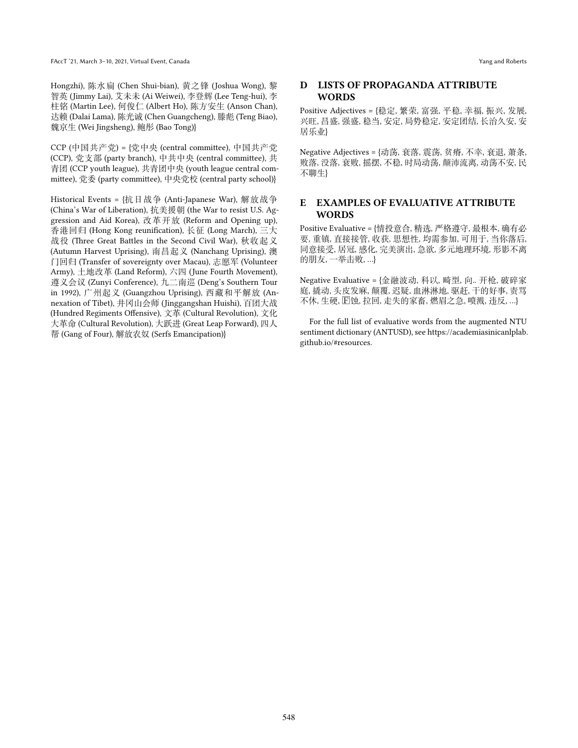Hongzhi), 陈水扁 (Chen Shui-bian), 黄之锋 (Joshua Wong), 黎智英 (Jimmy Lai), 艾未未 (Ai Weiwei), 李登辉 (Lee Teng-hui), 李柱铭 (Martin Lee), 何俊仁 (Albert Ho), 陈方安生 (Anson Chan), 达赖 (Dalai Lama), 陈光诚 (Chen Guangcheng), 滕彪 (Teng Biao), 魏京生 (Wei Jingsheng), 鲍彤 (Bao Tong)}

CCP (中国共产党) = {党中央 (central committee), 中国共产党 (CCP), 党支部 (party branch), 中共中央 (central committee), 共青团 (CCP youth league), 共青团中央 (youth league central committee), 党委 (party committee), 中央党校 (central party school)}

Historical Events = {抗日战争 (Anti-Japanese War), 解放战争 (China's War of Liberation), 抗美援朝 (the War to resist U.S. Aggression and Aid Korea), 改革开放 (Reform and Opening up), 香港回归 (Hong Kong reunification), 长征 (Long March), 三大战役 (Three Great Battles in the Second Civil War), 秋收起义 (Autumn Harvest Uprising), 南昌起义 (Nanchang Uprising), 澳门回归 (Transfer of sovereignty over Macau), 志愿军 (Volunteer Army), 土地改革 (Land Reform), 六四 (June Fourth Movement), 遵义会议 (Zunyi Conference), 九二南巡 (Deng's Southern Tour in 1992), 广州起义 (Guangzhou Uprising), 西藏和平解放 (Annexation of Tibet), 井冈山会师 (Jinggangshan Huishi), 百团大战 (Hundred Regiments Offensive), 文革 (Cultural Revolution), 文化大革命 (Cultural Revolution), 大跃进 (Great Leap Forward), 四人帮 (Gang of Four), 解放农奴 (Serfs Emancipation)}

# D LISTS OF PROPAGANDA ATTRIBUTE WORDS

Positive Adjectives = {稳定, 繁荣, 富强, 平稳, 幸福, 振兴, 发展, 兴旺, 昌盛, 强盛, 稳当, 安定, 局势稳定, 安定团结, 长治久安, 安居乐业}

Negative Adjectives = {动荡, 衰落, 震荡, 贫瘠, 不幸, 衰退, 萧条, 败落, 没落, 衰败, 摇摆, 不稳, 时局动荡, 颠沛流离, 动荡不安, 民不聊生}

# E EXAMPLES OF EVALUATIVE ATTRIBUTE WORDS

Positive Evaluative = {情投意合, 精选, 严格遵守, 最根本, 确有必要, 重镇, 直接接管, 收获, 思想性, 均需参加, 可用于, 当你落后, 同意接受, 居冠, 感化, 完美演出, 急欲, 多元地理环境, 形影不离的朋友, 一举击败, ...}

Negative Evaluative = {金融波动, 科以, 畸型, 向.. 开枪, 破碎家庭, 撬动, 头皮发麻, 颠覆, 迟疑, 血淋淋地, 驱赶, 干的好事, 责骂不休, 生硬, 腐蚀, 拉回, 走失的家畜, 燃眉之急, 喷溅, 违反, ...}

For the full list of evaluative words from the augmented NTU sentiment dictionary (ANTUSD), see https://academiasinicanlplab.github.io/#resources.